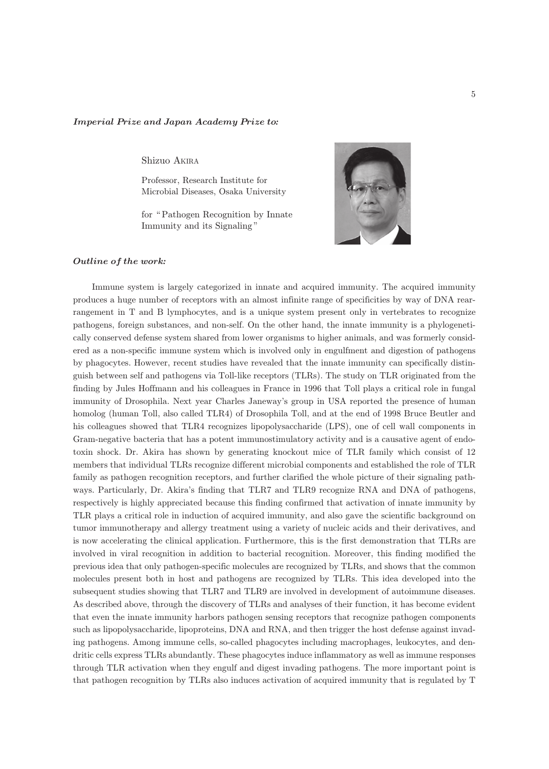***Imperial Prize and Japan Academy Prize to:***

Shizuo Akira

Professor, Research Institute for Microbial Diseases, Osaka University

for "Pathogen Recognition by Innate Immunity and its Signaling"

***Outline of the work:***

Immune system is largely categorized in innate and acquired immunity. The acquired immunity produces a huge number of receptors with an almost infinite range of specificities by way of DNA rearrangement in T and B lymphocytes, and is a unique system present only in vertebrates to recognize pathogens, foreign substances, and non-self. On the other hand, the innate immunity is a phylogenetically conserved defense system shared from lower organisms to higher animals, and was formerly considered as a non-specific immune system which is involved only in engulfment and digestion of pathogens by phagocytes. However, recent studies have revealed that the innate immunity can specifically distinguish between self and pathogens via Toll-like receptors (TLRs). The study on TLR originated from the finding by Jules Hoffmann and his colleagues in France in 1996 that Toll plays a critical role in fungal immunity of Drosophila. Next year Charles Janeway's group in USA reported the presence of human homolog (human Toll, also called TLR4) of Drosophila Toll, and at the end of 1998 Bruce Beutler and his colleagues showed that TLR4 recognizes lipopolysaccharide (LPS), one of cell wall components in Gram-negative bacteria that has a potent immunostimulatory activity and is a causative agent of endotoxin shock. Dr. Akira has shown by generating knockout mice of TLR family which consist of 12 members that individual TLRs recognize different microbial components and established the role of TLR family as pathogen recognition receptors, and further clarified the whole picture of their signaling pathways. Particularly, Dr. Akira's finding that TLR7 and TLR9 recognize RNA and DNA of pathogens, respectively is highly appreciated because this finding confirmed that activation of innate immunity by TLR plays a critical role in induction of acquired immunity, and also gave the scientific background on tumor immunotherapy and allergy treatment using a variety of nucleic acids and their derivatives, and is now accelerating the clinical application. Furthermore, this is the first demonstration that TLRs are involved in viral recognition in addition to bacterial recognition. Moreover, this finding modified the previous idea that only pathogen-specific molecules are recognized by TLRs, and shows that the common molecules present both in host and pathogens are recognized by TLRs. This idea developed into the subsequent studies showing that TLR7 and TLR9 are involved in development of autoimmune diseases. As described above, through the discovery of TLRs and analyses of their function, it has become evident that even the innate immunity harbors pathogen sensing receptors that recognize pathogen components such as lipopolysaccharide, lipoproteins, DNA and RNA, and then trigger the host defense against invading pathogens. Among immune cells, so-called phagocytes including macrophages, leukocytes, and dendritic cells express TLRs abundantly. These phagocytes induce inflammatory as well as immune responses through TLR activation when they engulf and digest invading pathogens. The more important point is that pathogen recognition by TLRs also induces activation of acquired immunity that is regulated by T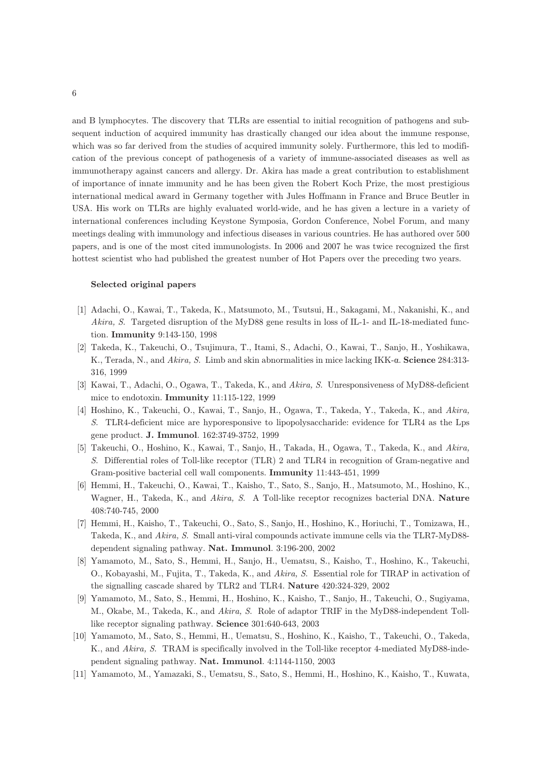and B lymphocytes. The discovery that TLRs are essential to initial recognition of pathogens and subsequent induction of acquired immunity has drastically changed our idea about the immune response, which was so far derived from the studies of acquired immunity solely. Furthermore, this led to modification of the previous concept of pathogenesis of a variety of immune-associated diseases as well as immunotherapy against cancers and allergy. Dr. Akira has made a great contribution to establishment of importance of innate immunity and he has been given the Robert Koch Prize, the most prestigious international medical award in Germany together with Jules Hoffmann in France and Bruce Beutler in USA. His work on TLRs are highly evaluated world-wide, and he has given a lecture in a variety of international conferences including Keystone Symposia, Gordon Conference, Nobel Forum, and many meetings dealing with immunology and infectious diseases in various countries. He has authored over 500 papers, and is one of the most cited immunologists. In 2006 and 2007 he was twice recognized the first hottest scientist who had published the greatest number of Hot Papers over the preceding two years.

**Selected original papers**

[1] Adachi, O., Kawai, T., Takeda, K., Matsumoto, M., Tsutsui, H., Sakagami, M., Nakanishi, K., and *Akira, S.* Targeted disruption of the MyD88 gene results in loss of IL-1- and IL-18-mediated function. **Immunity** 9:143-150, 1998

[2] Takeda, K., Takeuchi, O., Tsujimura, T., Itami, S., Adachi, O., Kawai, T., Sanjo, H., Yoshikawa, K., Terada, N., and *Akira, S.* Limb and skin abnormalities in mice lacking IKK-α. **Science** 284:313-316, 1999

[3] Kawai, T., Adachi, O., Ogawa, T., Takeda, K., and *Akira, S.* Unresponsiveness of MyD88-deficient mice to endotoxin. **Immunity** 11:115-122, 1999

[4] Hoshino, K., Takeuchi, O., Kawai, T., Sanjo, H., Ogawa, T., Takeda, Y., Takeda, K., and *Akira, S.* TLR4-deficient mice are hyporesponsive to lipopolysaccharide: evidence for TLR4 as the Lps gene product. **J. Immunol**. 162:3749-3752, 1999

[5] Takeuchi, O., Hoshino, K., Kawai, T., Sanjo, H., Takada, H., Ogawa, T., Takeda, K., and *Akira, S.* Differential roles of Toll-like receptor (TLR) 2 and TLR4 in recognition of Gram-negative and Gram-positive bacterial cell wall components. **Immunity** 11:443-451, 1999

[6] Hemmi, H., Takeuchi, O., Kawai, T., Kaisho, T., Sato, S., Sanjo, H., Matsumoto, M., Hoshino, K., Wagner, H., Takeda, K., and *Akira, S.* A Toll-like receptor recognizes bacterial DNA. **Nature** 408:740-745, 2000

[7] Hemmi, H., Kaisho, T., Takeuchi, O., Sato, S., Sanjo, H., Hoshino, K., Horiuchi, T., Tomizawa, H., Takeda, K., and *Akira, S.* Small anti-viral compounds activate immune cells via the TLR7-MyD88-dependent signaling pathway. **Nat. Immunol**. 3:196-200, 2002

[8] Yamamoto, M., Sato, S., Hemmi, H., Sanjo, H., Uematsu, S., Kaisho, T., Hoshino, K., Takeuchi, O., Kobayashi, M., Fujita, T., Takeda, K., and *Akira, S.* Essential role for TIRAP in activation of the signalling cascade shared by TLR2 and TLR4. **Nature** 420:324-329, 2002

[9] Yamamoto, M., Sato, S., Hemmi, H., Hoshino, K., Kaisho, T., Sanjo, H., Takeuchi, O., Sugiyama, M., Okabe, M., Takeda, K., and *Akira, S.* Role of adaptor TRIF in the MyD88-independent Toll-like receptor signaling pathway. **Science** 301:640-643, 2003

[10] Yamamoto, M., Sato, S., Hemmi, H., Uematsu, S., Hoshino, K., Kaisho, T., Takeuchi, O., Takeda, K., and *Akira, S.* TRAM is specifically involved in the Toll-like receptor 4-mediated MyD88-independent signaling pathway. **Nat. Immunol**. 4:1144-1150, 2003

[11] Yamamoto, M., Yamazaki, S., Uematsu, S., Sato, S., Hemmi, H., Hoshino, K., Kaisho, T., Kuwata,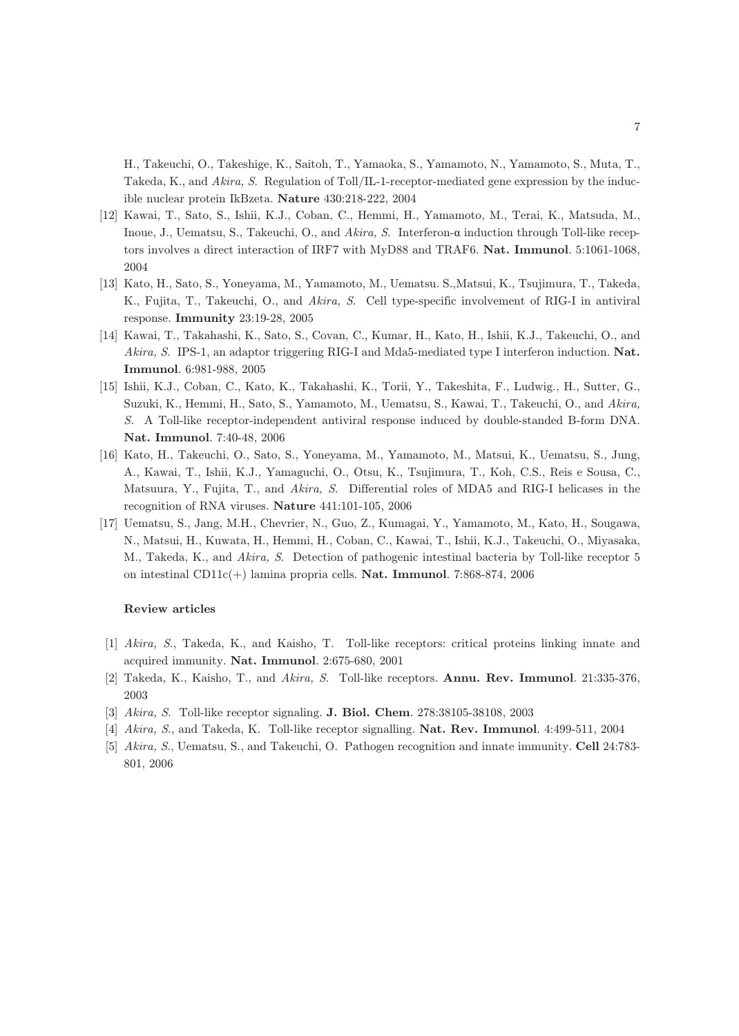H., Takeuchi, O., Takeshige, K., Saitoh, T., Yamaoka, S., Yamamoto, N., Yamamoto, S., Muta, T., Takeda, K., and *Akira, S.* Regulation of Toll/IL-1-receptor-mediated gene expression by the inducible nuclear protein IkBzeta. **Nature** 430:218-222, 2004

[12] Kawai, T., Sato, S., Ishii, K.J., Coban, C., Hemmi, H., Yamamoto, M., Terai, K., Matsuda, M., Inoue, J., Uematsu, S., Takeuchi, O., and *Akira, S.* Interferon-α induction through Toll-like receptors involves a direct interaction of IRF7 with MyD88 and TRAF6. **Nat. Immunol**. 5:1061-1068, 2004

[13] Kato, H., Sato, S., Yoneyama, M., Yamamoto, M., Uematsu. S.,Matsui, K., Tsujimura, T., Takeda, K., Fujita, T., Takeuchi, O., and *Akira, S.* Cell type-specific involvement of RIG-I in antiviral response. **Immunity** 23:19-28, 2005

[14] Kawai, T., Takahashi, K., Sato, S., Covan, C., Kumar, H., Kato, H., Ishii, K.J., Takeuchi, O., and *Akira, S.* IPS-1, an adaptor triggering RIG-I and Mda5-mediated type I interferon induction. **Nat. Immunol**. 6:981-988, 2005

[15] Ishii, K.J., Coban, C., Kato, K., Takahashi, K., Torii, Y., Takeshita, F., Ludwig., H., Sutter, G., Suzuki, K., Hemmi, H., Sato, S., Yamamoto, M., Uematsu, S., Kawai, T., Takeuchi, O., and *Akira, S.* A Toll-like receptor-independent antiviral response induced by double-standed B-form DNA. **Nat. Immunol**. 7:40-48, 2006

[16] Kato, H., Takeuchi, O., Sato, S., Yoneyama, M., Yamamoto, M., Matsui, K., Uematsu, S., Jung, A., Kawai, T., Ishii, K.J., Yamaguchi, O., Otsu, K., Tsujimura, T., Koh, C.S., Reis e Sousa, C., Matsuura, Y., Fujita, T., and *Akira, S.* Differential roles of MDA5 and RIG-I helicases in the recognition of RNA viruses. **Nature** 441:101-105, 2006

[17] Uematsu, S., Jang, M.H., Chevrier, N., Guo, Z., Kumagai, Y., Yamamoto, M., Kato, H., Sougawa, N., Matsui, H., Kuwata, H., Hemmi, H., Coban, C., Kawai, T., Ishii, K.J., Takeuchi, O., Miyasaka, M., Takeda, K., and *Akira, S.* Detection of pathogenic intestinal bacteria by Toll-like receptor 5 on intestinal CD11c(+) lamina propria cells. **Nat. Immunol**. 7:868-874, 2006

### Review articles

[1] *Akira, S.*, Takeda, K., and Kaisho, T. Toll-like receptors: critical proteins linking innate and acquired immunity. **Nat. Immunol**. 2:675-680, 2001

[2] Takeda, K., Kaisho, T., and *Akira, S.* Toll-like receptors. **Annu. Rev. Immunol**. 21:335-376, 2003

[3] *Akira, S.* Toll-like receptor signaling. **J. Biol. Chem**. 278:38105-38108, 2003

[4] *Akira, S.*, and Takeda, K. Toll-like receptor signalling. **Nat. Rev. Immunol**. 4:499-511, 2004

[5] *Akira, S.*, Uematsu, S., and Takeuchi, O. Pathogen recognition and innate immunity. **Cell** 24:783-801, 2006